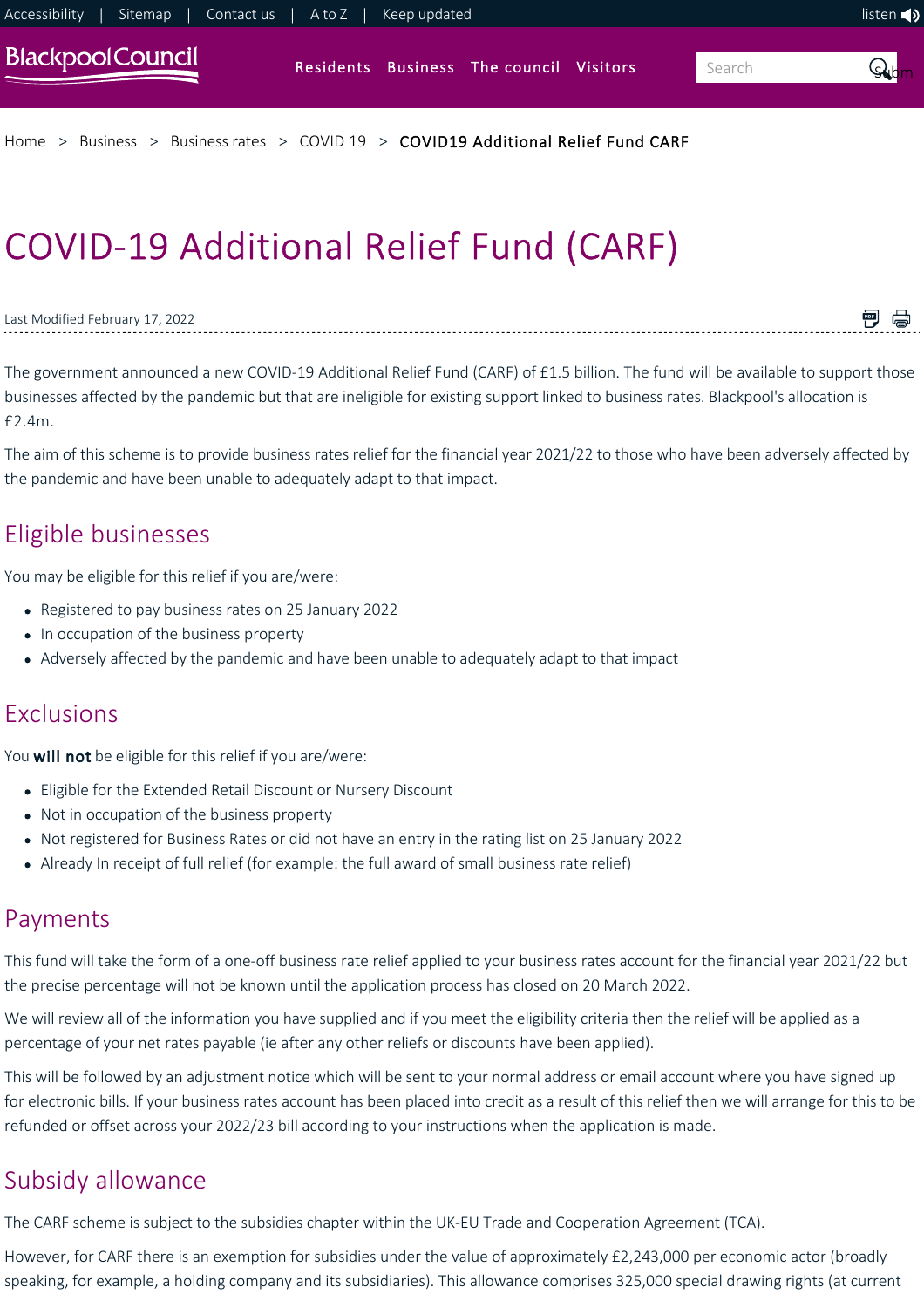Home > Business > Business rates > COVID 19 > COVID19 Additional Relief Fund CARF

# COVID-19 Additional Relief Fund (CARF)

Last Modified February 17, 2022

The government announced a new COVID-19 Additional Relief Fund (CARF) of £1.5 billion. The fund will be available to support those businesses affected by the pandemic but that are ineligible for existing support linked to business rates. Blackpool's allocation is £2.4m.

The aim of this scheme is to provide business rates relief for the financial year 2021/22 to those who have been adversely affected by the pandemic and have been unable to adequately adapt to that impact.

## Eligible businesses

You may be eligible for this relief if you are/were:

- Registered to pay business rates on 25 January 2022
- In occupation of the business property
- Adversely affected by the pandemic and have been unable to adequately adapt to that impact

## Exclusions

You **will not** be eligible for this relief if you are/were:

- Eligible for the Extended Retail Discount or Nursery Discount
- Not in occupation of the business property
- Not registered for Business Rates or did not have an entry in the rating list on 25 January 2022
- Already In receipt of full relief (for example: the full award of small business rate relief)

## Payments

This fund will take the form of a one-off business rate relief applied to your business rates account for the financial year 2021/22 but the precise percentage will not be known until the application process has closed on 20 March 2022.

We will review all of the information you have supplied and if you meet the eligibility criteria then the relief will be applied as a percentage of your net rates payable (ie after any other reliefs or discounts have been applied).

This will be followed by an adjustment notice which will be sent to your normal address or email account where you have signed up for electronic bills. If your business rates account has been placed into credit as a result of this relief then we will arrange for this to be refunded or offset across your 2022/23 bill according to your instructions when the application is made.

## Subsidy allowance

The CARF scheme is subject to the subsidies chapter within the UK-EU Trade and Cooperation Agreement (TCA).

However, for CARF there is an exemption for subsidies under the value of approximately £2,243,000 per economic actor (broadly speaking, for example, a holding company and its subsidiaries). This allowance comprises 325,000 special drawing rights (at current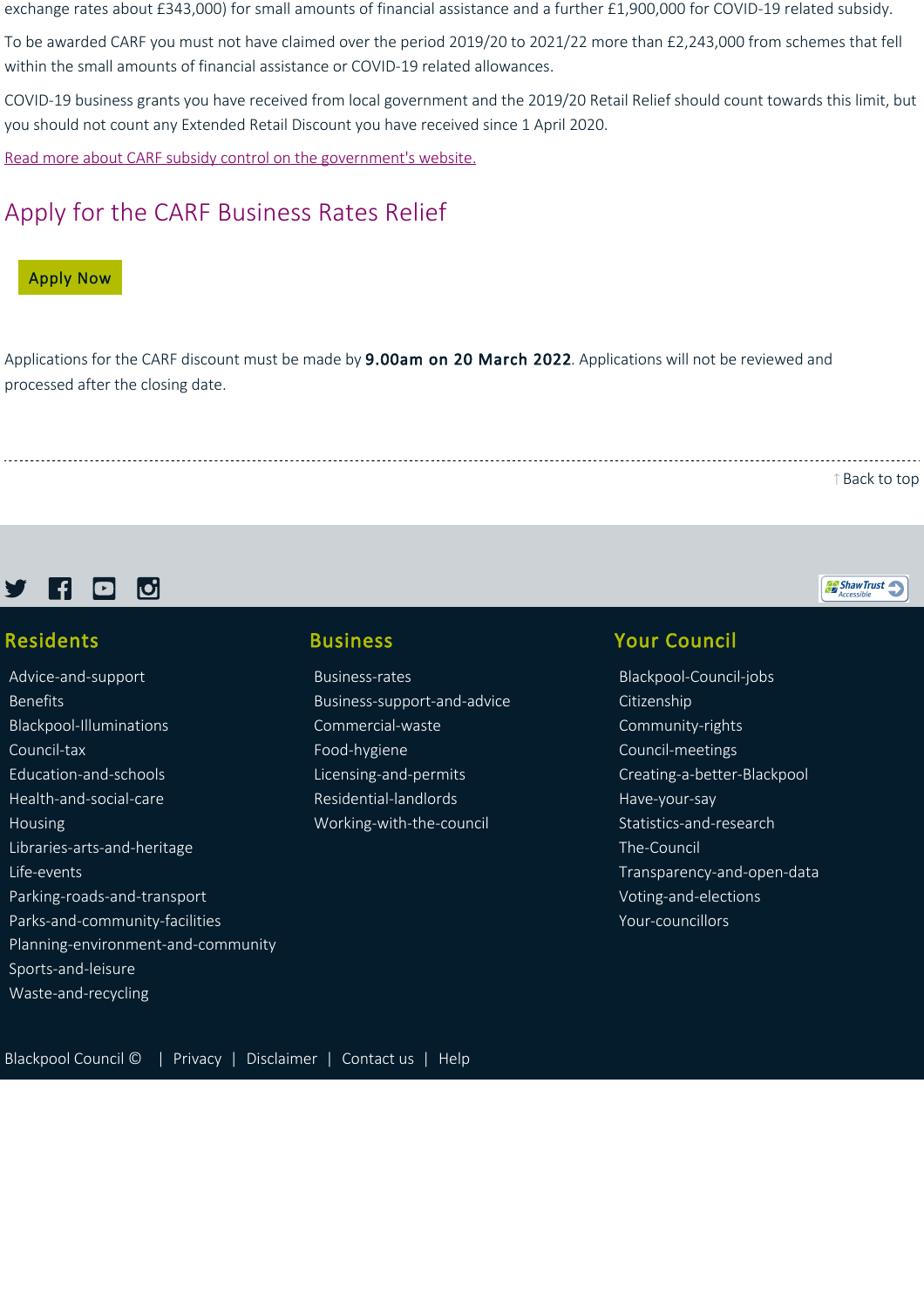exchange rates about £343,000) for small amounts of financial assistance and a further £1,900,000 for COVID-19 related subsidy.

To be awarded CARF you must not have claimed over the period 2019/20 to 2021/22 more than £2,243,000 from schemes that fell within the small amounts of financial assistance or COVID-19 related allowances.

COVID-19 business grants you have received from local government and the 2019/20 Retail Relief should count towards this limit, but you should not count any Extended Retail Discount you have received since 1 April 2020.

Read more about CARF subsidy control on the government's website.

## Apply for the CARF Business Rates Relief

Apply Now

Applications for the CARF discount must be made by **9.00am on 20 March 2022**. Applications will not be reviewed and processed after the closing date.

↑ Back to top

### Residents

- Advice-and-support
- Benefits
- Blackpool-Illuminations
- Council-tax
- Education-and-schools
- Health-and-social-care
- Housing
- Libraries-arts-and-heritage
- Life-events
- Parking-roads-and-transport
- Parks-and-community-facilities
- Planning-environment-and-community
- Sports-and-leisure
- Waste-and-recycling

### Business

- Business-rates
- Business-support-and-advice
- Commercial-waste
- Food-hygiene
- Licensing-and-permits
- Residential-landlords
- Working-with-the-council

### Your Council

- Blackpool-Council-jobs
- Citizenship
- Community-rights
- Council-meetings
- Creating-a-better-Blackpool
- Have-your-say
- Statistics-and-research
- The-Council
- Transparency-and-open-data
- Voting-and-elections
- Your-councillors

Blackpool Council © | Privacy | Disclaimer | Contact us | Help